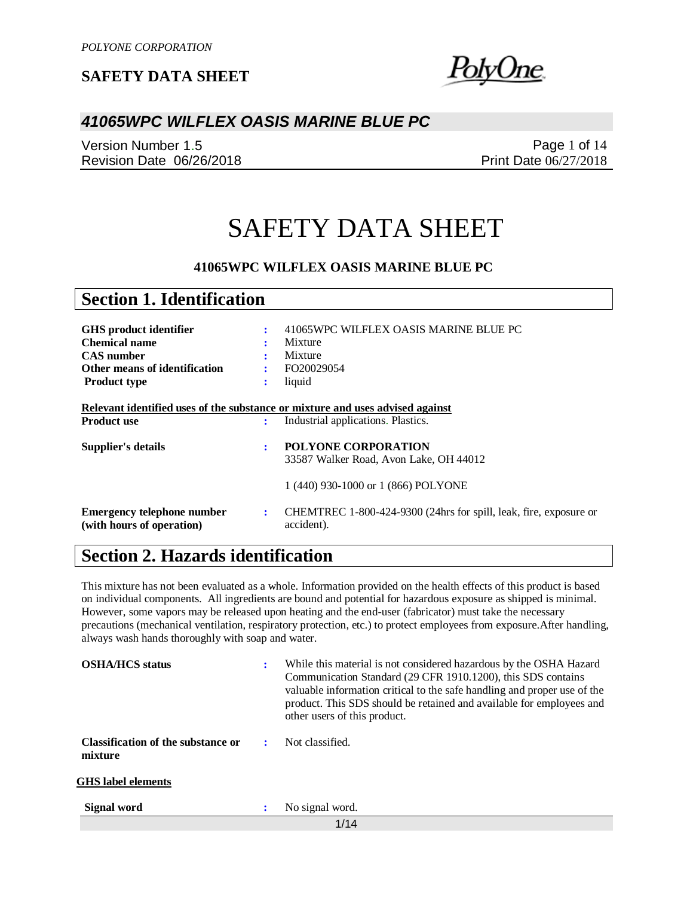# SAFETY DATA SHEET

**41065WPC WILFLEX OASIS MARINE BLUE PC**

## Section 1. Identification

| | | |
|---|---|---|
| **GHS product identifier** | : | 41065WPC WILFLEX OASIS MARINE BLUE PC |
| **Chemical name** | : | Mixture |
| **CAS number** | : | Mixture |
| **Other means of identification** | : | FO20029054 |
| **Product type** | : | liquid |

**Relevant identified uses of the substance or mixture and uses advised against**

| | | |
|---|---|---|
| **Product use** | : | Industrial applications. Plastics. |
| **Supplier's details** | : | **POLYONE CORPORATION**<br>33587 Walker Road, Avon Lake, OH 44012<br><br>1 (440) 930-1000 or 1 (866) POLYONE |
| **Emergency telephone number (with hours of operation)** | : | CHEMTREC 1-800-424-9300 (24hrs for spill, leak, fire, exposure or accident). |

## Section 2. Hazards identification

This mixture has not been evaluated as a whole. Information provided on the health effects of this product is based on individual components. All ingredients are bound and potential for hazardous exposure as shipped is minimal. However, some vapors may be released upon heating and the end-user (fabricator) must take the necessary precautions (mechanical ventilation, respiratory protection, etc.) to protect employees from exposure.After handling, always wash hands thoroughly with soap and water.

| | | |
|---|---|---|
| **OSHA/HCS status** | : | While this material is not considered hazardous by the OSHA Hazard Communication Standard (29 CFR 1910.1200), this SDS contains valuable information critical to the safe handling and proper use of the product. This SDS should be retained and available for employees and other users of this product. |
| **Classification of the substance or mixture** | : | Not classified. |

**GHS label elements**

| | | |
|---|---|---|
| **Signal word** | : | No signal word. |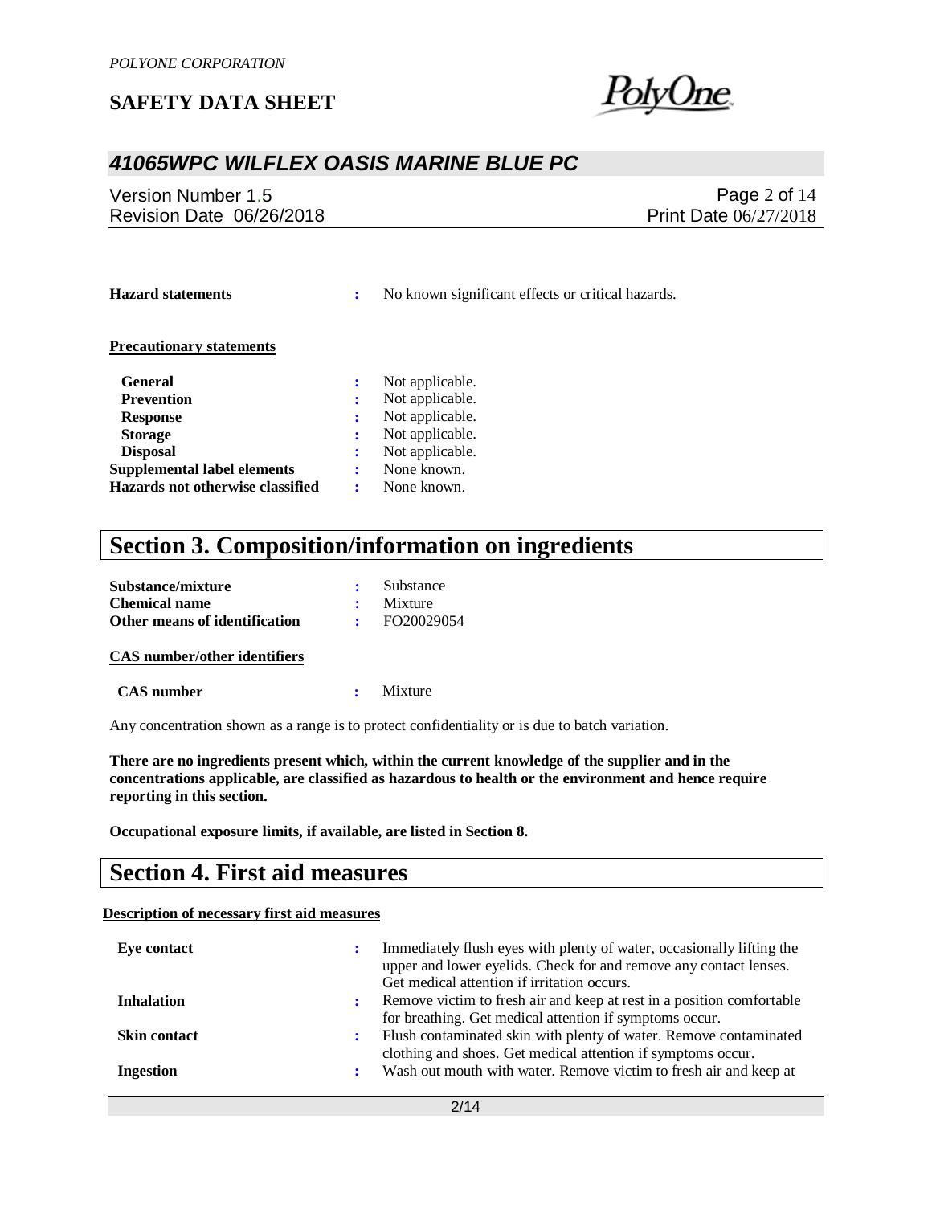**Hazard statements** : No known significant effects or critical hazards.

**Precautionary statements**

| | | |
|---|---|---|
| **General** | : | Not applicable. |
| **Prevention** | : | Not applicable. |
| **Response** | : | Not applicable. |
| **Storage** | : | Not applicable. |
| **Disposal** | : | Not applicable. |
| **Supplemental label elements** | : | None known. |
| **Hazards not otherwise classified** | : | None known. |

# Section 3. Composition/information on ingredients

| | | |
|---|---|---|
| **Substance/mixture** | : | Substance |
| **Chemical name** | : | Mixture |
| **Other means of identification** | : | FO20029054 |

**CAS number/other identifiers**

**CAS number** : Mixture

Any concentration shown as a range is to protect confidentiality or is due to batch variation.

**There are no ingredients present which, within the current knowledge of the supplier and in the concentrations applicable, are classified as hazardous to health or the environment and hence require reporting in this section.**

**Occupational exposure limits, if available, are listed in Section 8.**

# Section 4. First aid measures

**Description of necessary first aid measures**

| | | |
|---|---|---|
| **Eye contact** | : | Immediately flush eyes with plenty of water, occasionally lifting the upper and lower eyelids. Check for and remove any contact lenses. Get medical attention if irritation occurs. |
| **Inhalation** | : | Remove victim to fresh air and keep at rest in a position comfortable for breathing. Get medical attention if symptoms occur. |
| **Skin contact** | : | Flush contaminated skin with plenty of water. Remove contaminated clothing and shoes. Get medical attention if symptoms occur. |
| **Ingestion** | : | Wash out mouth with water. Remove victim to fresh air and keep at |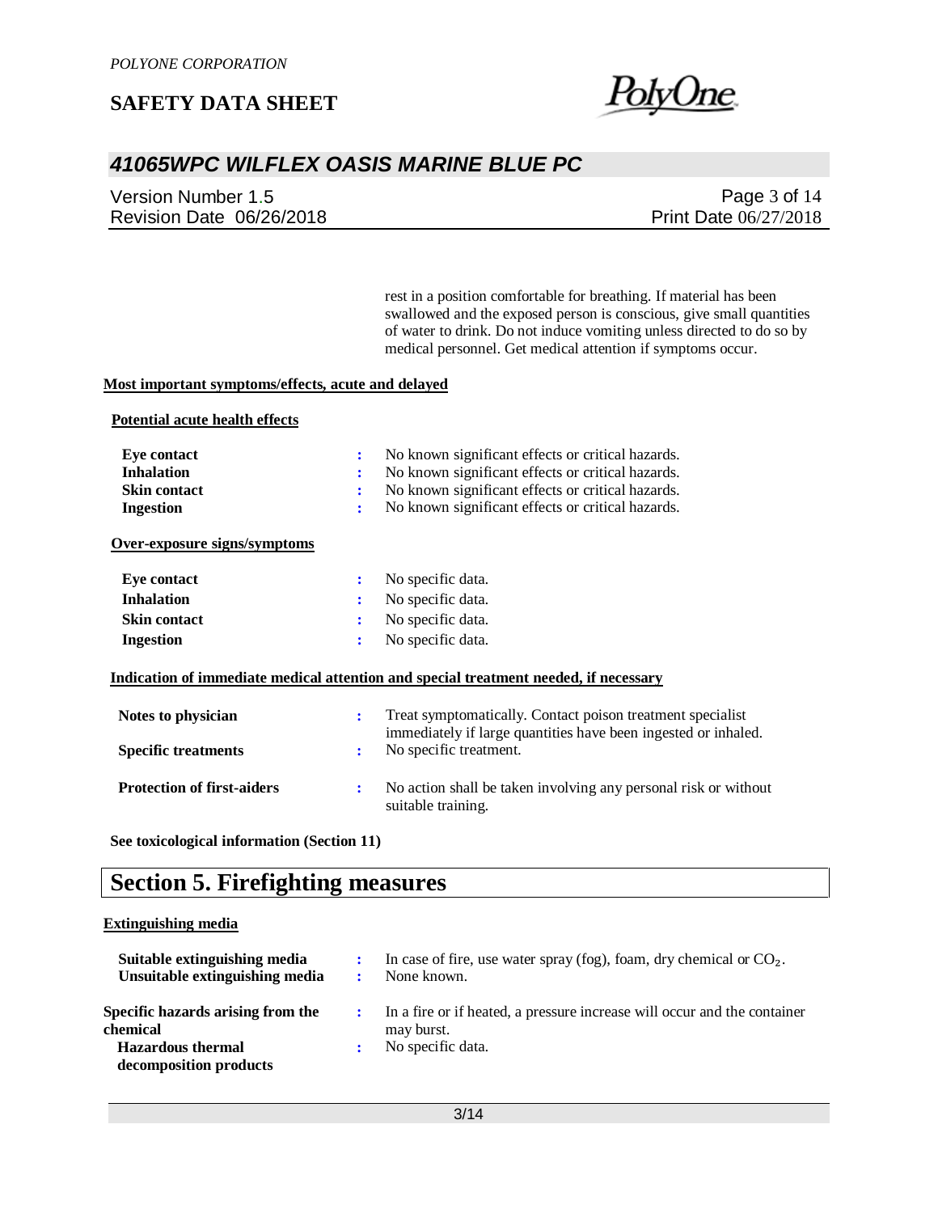rest in a position comfortable for breathing. If material has been swallowed and the exposed person is conscious, give small quantities of water to drink. Do not induce vomiting unless directed to do so by medical personnel. Get medical attention if symptoms occur.

**Most important symptoms/effects, acute and delayed**

**Potential acute health effects**

| | | |
|---|---|---|
| **Eye contact** | : | No known significant effects or critical hazards. |
| **Inhalation** | : | No known significant effects or critical hazards. |
| **Skin contact** | : | No known significant effects or critical hazards. |
| **Ingestion** | : | No known significant effects or critical hazards. |

**Over-exposure signs/symptoms**

| | | |
|---|---|---|
| **Eye contact** | : | No specific data. |
| **Inhalation** | : | No specific data. |
| **Skin contact** | : | No specific data. |
| **Ingestion** | : | No specific data. |

**Indication of immediate medical attention and special treatment needed, if necessary**

| | | |
|---|---|---|
| **Notes to physician** | : | Treat symptomatically. Contact poison treatment specialist immediately if large quantities have been ingested or inhaled. |
| **Specific treatments** | : | No specific treatment. |
| **Protection of first-aiders** | : | No action shall be taken involving any personal risk or without suitable training. |

**See toxicological information (Section 11)**

# Section 5. Firefighting measures

**Extinguishing media**

| | | |
|---|---|---|
| **Suitable extinguishing media** | : | In case of fire, use water spray (fog), foam, dry chemical or $CO_2$. |
| **Unsuitable extinguishing media** | : | None known. |
| **Specific hazards arising from the chemical** | : | In a fire or if heated, a pressure increase will occur and the container may burst. |
| **Hazardous thermal decomposition products** | : | No specific data. |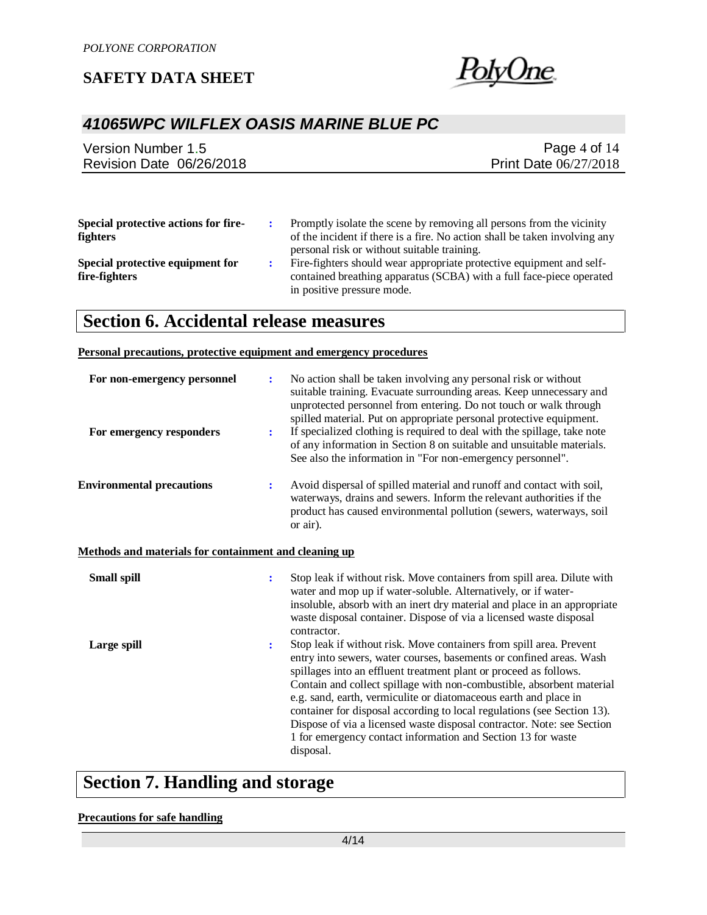**Special protective actions for fire-fighters** : Promptly isolate the scene by removing all persons from the vicinity of the incident if there is a fire. No action shall be taken involving any personal risk or without suitable training.

**Special protective equipment for fire-fighters** : Fire-fighters should wear appropriate protective equipment and self-contained breathing apparatus (SCBA) with a full face-piece operated in positive pressure mode.

## Section 6. Accidental release measures

**Personal precautions, protective equipment and emergency procedures**

**For non-emergency personnel** : No action shall be taken involving any personal risk or without suitable training. Evacuate surrounding areas. Keep unnecessary and unprotected personnel from entering. Do not touch or walk through spilled material. Put on appropriate personal protective equipment.

**For emergency responders** : If specialized clothing is required to deal with the spillage, take note of any information in Section 8 on suitable and unsuitable materials. See also the information in "For non-emergency personnel".

**Environmental precautions** : Avoid dispersal of spilled material and runoff and contact with soil, waterways, drains and sewers. Inform the relevant authorities if the product has caused environmental pollution (sewers, waterways, soil or air).

**Methods and materials for containment and cleaning up**

**Small spill** : Stop leak if without risk. Move containers from spill area. Dilute with water and mop up if water-soluble. Alternatively, or if water-insoluble, absorb with an inert dry material and place in an appropriate waste disposal container. Dispose of via a licensed waste disposal contractor.

**Large spill** : Stop leak if without risk. Move containers from spill area. Prevent entry into sewers, water courses, basements or confined areas. Wash spillages into an effluent treatment plant or proceed as follows. Contain and collect spillage with non-combustible, absorbent material e.g. sand, earth, vermiculite or diatomaceous earth and place in container for disposal according to local regulations (see Section 13). Dispose of via a licensed waste disposal contractor. Note: see Section 1 for emergency contact information and Section 13 for waste disposal.

## Section 7. Handling and storage

**Precautions for safe handling**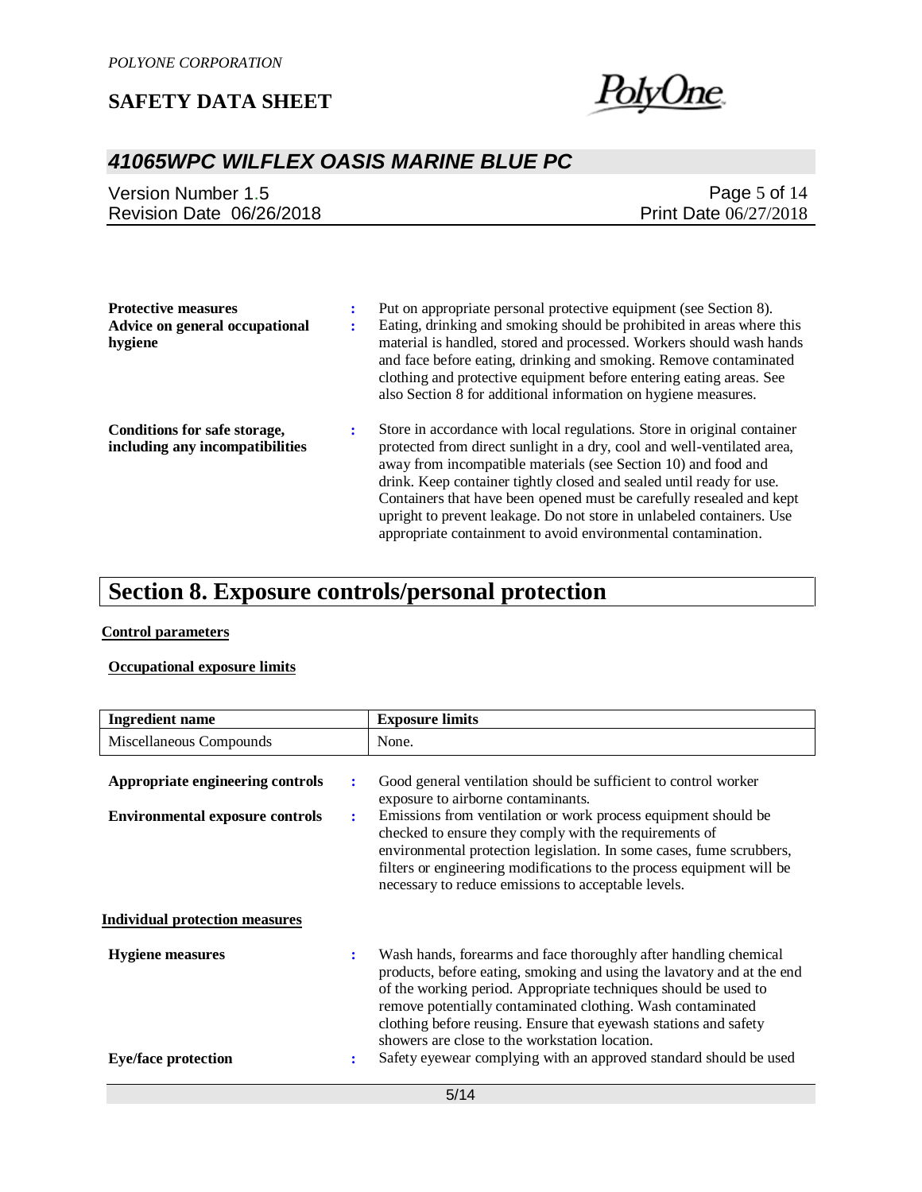**Protective measures** : Put on appropriate personal protective equipment (see Section 8).

**Advice on general occupational hygiene** : Eating, drinking and smoking should be prohibited in areas where this material is handled, stored and processed. Workers should wash hands and face before eating, drinking and smoking. Remove contaminated clothing and protective equipment before entering eating areas. See also Section 8 for additional information on hygiene measures.

**Conditions for safe storage, including any incompatibilities** : Store in accordance with local regulations. Store in original container protected from direct sunlight in a dry, cool and well-ventilated area, away from incompatible materials (see Section 10) and food and drink. Keep container tightly closed and sealed until ready for use. Containers that have been opened must be carefully resealed and kept upright to prevent leakage. Do not store in unlabeled containers. Use appropriate containment to avoid environmental contamination.

# Section 8. Exposure controls/personal protection

**Control parameters**

**Occupational exposure limits**

| Ingredient name | Exposure limits |
|---|---|
| Miscellaneous Compounds | None. |

**Appropriate engineering controls** : Good general ventilation should be sufficient to control worker exposure to airborne contaminants.

**Environmental exposure controls** : Emissions from ventilation or work process equipment should be checked to ensure they comply with the requirements of environmental protection legislation. In some cases, fume scrubbers, filters or engineering modifications to the process equipment will be necessary to reduce emissions to acceptable levels.

**Individual protection measures**

**Hygiene measures** : Wash hands, forearms and face thoroughly after handling chemical products, before eating, smoking and using the lavatory and at the end of the working period. Appropriate techniques should be used to remove potentially contaminated clothing. Wash contaminated clothing before reusing. Ensure that eyewash stations and safety showers are close to the workstation location.

**Eye/face protection** : Safety eyewear complying with an approved standard should be used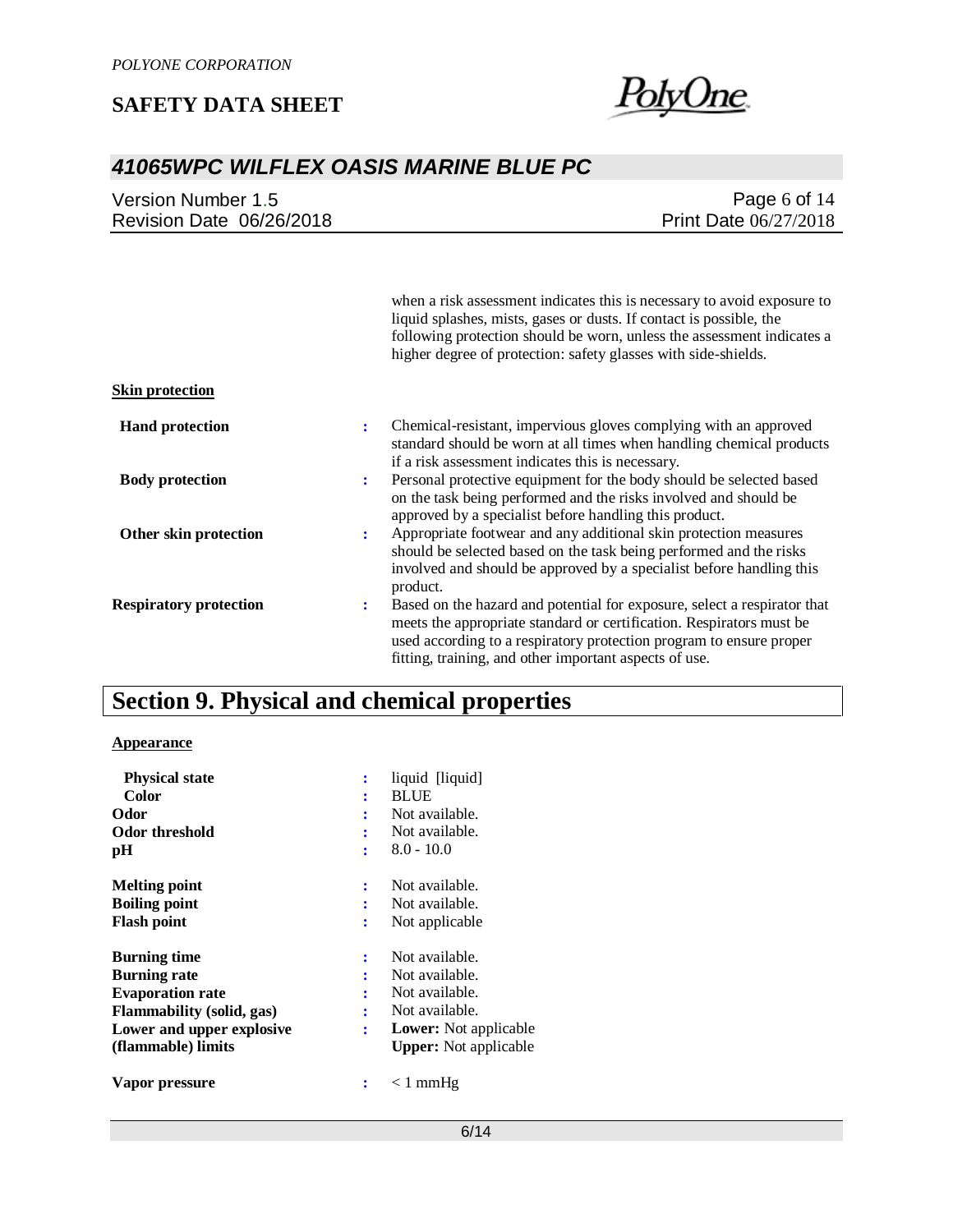when a risk assessment indicates this is necessary to avoid exposure to liquid splashes, mists, gases or dusts. If contact is possible, the following protection should be worn, unless the assessment indicates a higher degree of protection: safety glasses with side-shields.

**Skin protection**

| | | |
|---|---|---|
| **Hand protection** | : | Chemical-resistant, impervious gloves complying with an approved standard should be worn at all times when handling chemical products if a risk assessment indicates this is necessary. |
| **Body protection** | : | Personal protective equipment for the body should be selected based on the task being performed and the risks involved and should be approved by a specialist before handling this product. |
| **Other skin protection** | : | Appropriate footwear and any additional skin protection measures should be selected based on the task being performed and the risks involved and should be approved by a specialist before handling this product. |
| **Respiratory protection** | : | Based on the hazard and potential for exposure, select a respirator that meets the appropriate standard or certification. Respirators must be used according to a respiratory protection program to ensure proper fitting, training, and other important aspects of use. |

# Section 9. Physical and chemical properties

**Appearance**

| | | |
|---|---|---|
| **Physical state** | : | liquid [liquid] |
| **Color** | : | BLUE |
| **Odor** | : | Not available. |
| **Odor threshold** | : | Not available. |
| **pH** | : | 8.0 - 10.0 |
| **Melting point** | : | Not available. |
| **Boiling point** | : | Not available. |
| **Flash point** | : | Not applicable |
| **Burning time** | : | Not available. |
| **Burning rate** | : | Not available. |
| **Evaporation rate** | : | Not available. |
| **Flammability (solid, gas)** | : | Not available. |
| **Lower and upper explosive (flammable) limits** | : | **Lower:** Not applicable<br>**Upper:** Not applicable |
| **Vapor pressure** | : | < 1 mmHg |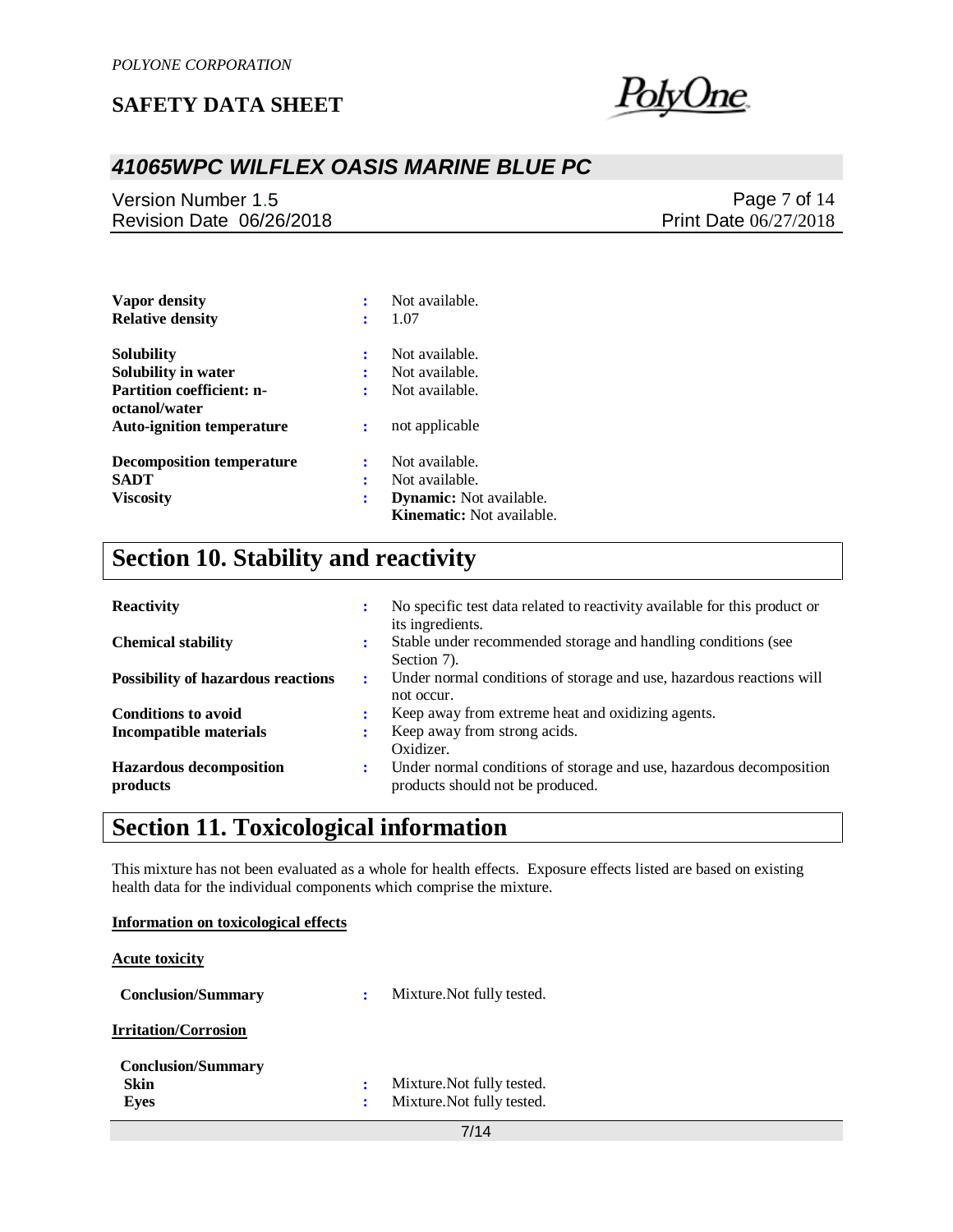| | | |
|---|---|---|
| **Vapor density** | : | Not available. |
| **Relative density** | : | 1.07 |
| **Solubility** | : | Not available. |
| **Solubility in water** | : | Not available. |
| **Partition coefficient: n-octanol/water** | : | Not available. |
| **Auto-ignition temperature** | : | not applicable |
| **Decomposition temperature** | : | Not available. |
| **SADT** | : | Not available. |
| **Viscosity** | : | **Dynamic:** Not available.<br>**Kinematic:** Not available. |

## Section 10. Stability and reactivity

| | | |
|---|---|---|
| **Reactivity** | : | No specific test data related to reactivity available for this product or its ingredients. |
| **Chemical stability** | : | Stable under recommended storage and handling conditions (see Section 7). |
| **Possibility of hazardous reactions** | : | Under normal conditions of storage and use, hazardous reactions will not occur. |
| **Conditions to avoid** | : | Keep away from extreme heat and oxidizing agents. |
| **Incompatible materials** | : | Keep away from strong acids.<br>Oxidizer. |
| **Hazardous decomposition products** | : | Under normal conditions of storage and use, hazardous decomposition products should not be produced. |

## Section 11. Toxicological information

This mixture has not been evaluated as a whole for health effects. Exposure effects listed are based on existing health data for the individual components which comprise the mixture.

**Information on toxicological effects**

**Acute toxicity**

**Conclusion/Summary** : Mixture.Not fully tested.

**Irritation/Corrosion**

**Conclusion/Summary**

**Skin** : Mixture.Not fully tested.

**Eyes** : Mixture.Not fully tested.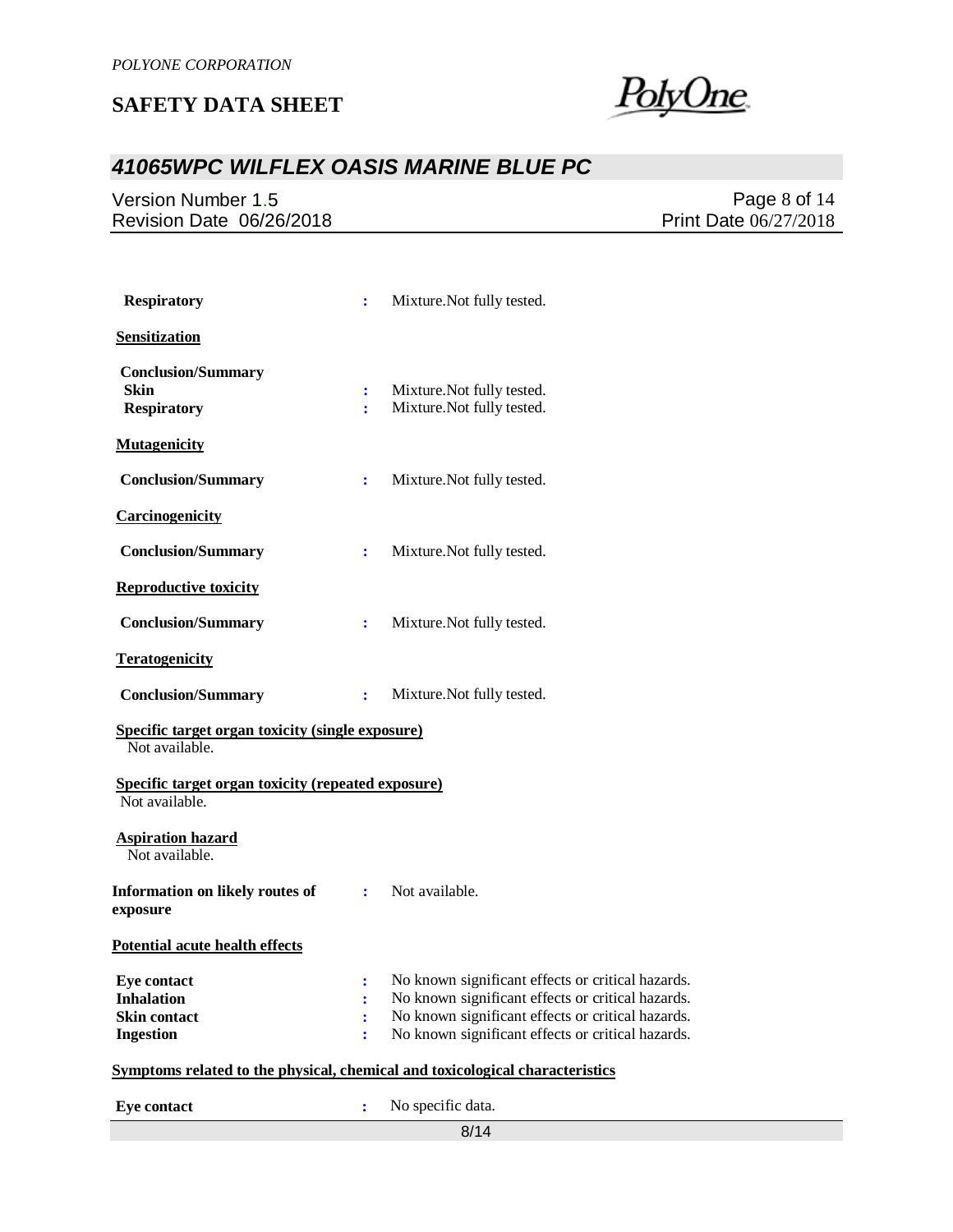**Respiratory** : Mixture.Not fully tested.

**Sensitization**

**Conclusion/Summary**
**Skin** : Mixture.Not fully tested.
**Respiratory** : Mixture.Not fully tested.

**Mutagenicity**

**Conclusion/Summary** : Mixture.Not fully tested.

**Carcinogenicity**

**Conclusion/Summary** : Mixture.Not fully tested.

**Reproductive toxicity**

**Conclusion/Summary** : Mixture.Not fully tested.

**Teratogenicity**

**Conclusion/Summary** : Mixture.Not fully tested.

**Specific target organ toxicity (single exposure)**
Not available.

**Specific target organ toxicity (repeated exposure)**
Not available.

**Aspiration hazard**
Not available.

**Information on likely routes of exposure** : Not available.

**Potential acute health effects**

**Eye contact** : No known significant effects or critical hazards.
**Inhalation** : No known significant effects or critical hazards.
**Skin contact** : No known significant effects or critical hazards.
**Ingestion** : No known significant effects or critical hazards.

**Symptoms related to the physical, chemical and toxicological characteristics**

**Eye contact** : No specific data.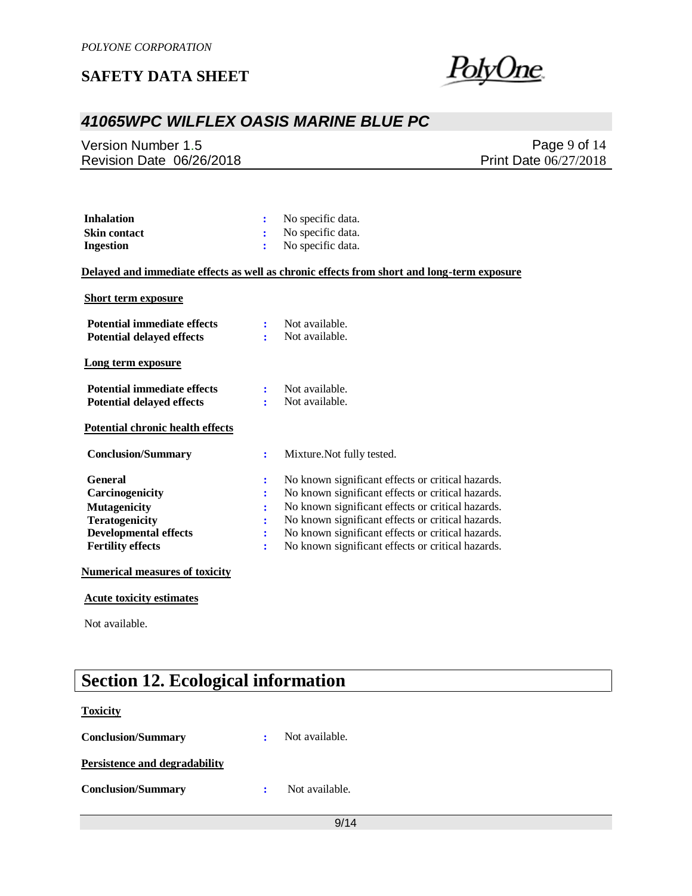| | | |
|---|---|---|
| **Inhalation** | : | No specific data. |
| **Skin contact** | : | No specific data. |
| **Ingestion** | : | No specific data. |

**Delayed and immediate effects as well as chronic effects from short and long-term exposure**

**Short term exposure**

| | | |
|---|---|---|
| **Potential immediate effects** | : | Not available. |
| **Potential delayed effects** | : | Not available. |

**Long term exposure**

| | | |
|---|---|---|
| **Potential immediate effects** | : | Not available. |
| **Potential delayed effects** | : | Not available. |

**Potential chronic health effects**

| | | |
|---|---|---|
| **Conclusion/Summary** | : | Mixture.Not fully tested. |
| **General** | : | No known significant effects or critical hazards. |
| **Carcinogenicity** | : | No known significant effects or critical hazards. |
| **Mutagenicity** | : | No known significant effects or critical hazards. |
| **Teratogenicity** | : | No known significant effects or critical hazards. |
| **Developmental effects** | : | No known significant effects or critical hazards. |
| **Fertility effects** | : | No known significant effects or critical hazards. |

**Numerical measures of toxicity**

**Acute toxicity estimates**

Not available.

# Section 12. Ecological information

**Toxicity**

| | | |
|---|---|---|
| **Conclusion/Summary** | : | Not available. |

**Persistence and degradability**

| | | |
|---|---|---|
| **Conclusion/Summary** | : | Not available. |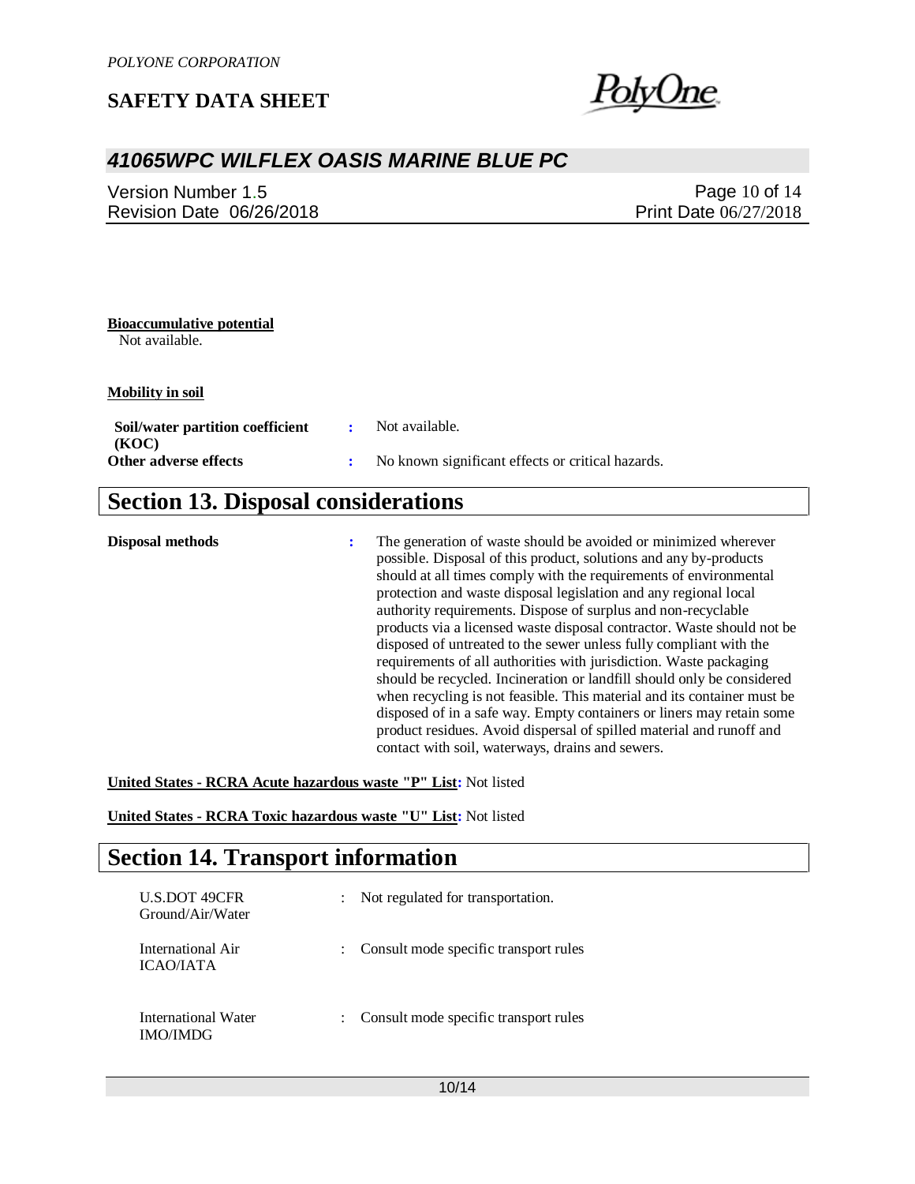**Bioaccumulative potential**

Not available.

**Mobility in soil**

| | | |
|---|---|---|
| **Soil/water partition coefficient (KOC)** | : | Not available. |
| **Other adverse effects** | : | No known significant effects or critical hazards. |

## Section 13. Disposal considerations

| | | |
|---|---|---|
| **Disposal methods** | : | The generation of waste should be avoided or minimized wherever possible. Disposal of this product, solutions and any by-products should at all times comply with the requirements of environmental protection and waste disposal legislation and any regional local authority requirements. Dispose of surplus and non-recyclable products via a licensed waste disposal contractor. Waste should not be disposed of untreated to the sewer unless fully compliant with the requirements of all authorities with jurisdiction. Waste packaging should be recycled. Incineration or landfill should only be considered when recycling is not feasible. This material and its container must be disposed of in a safe way. Empty containers or liners may retain some product residues. Avoid dispersal of spilled material and runoff and contact with soil, waterways, drains and sewers. |

**United States - RCRA Acute hazardous waste "P" List:** Not listed

**United States - RCRA Toxic hazardous waste "U" List:** Not listed

## Section 14. Transport information

| | | |
|---|---|---|
| U.S.DOT 49CFR Ground/Air/Water | : | Not regulated for transportation. |
| International Air ICAO/IATA | : | Consult mode specific transport rules |
| International Water IMO/IMDG | : | Consult mode specific transport rules |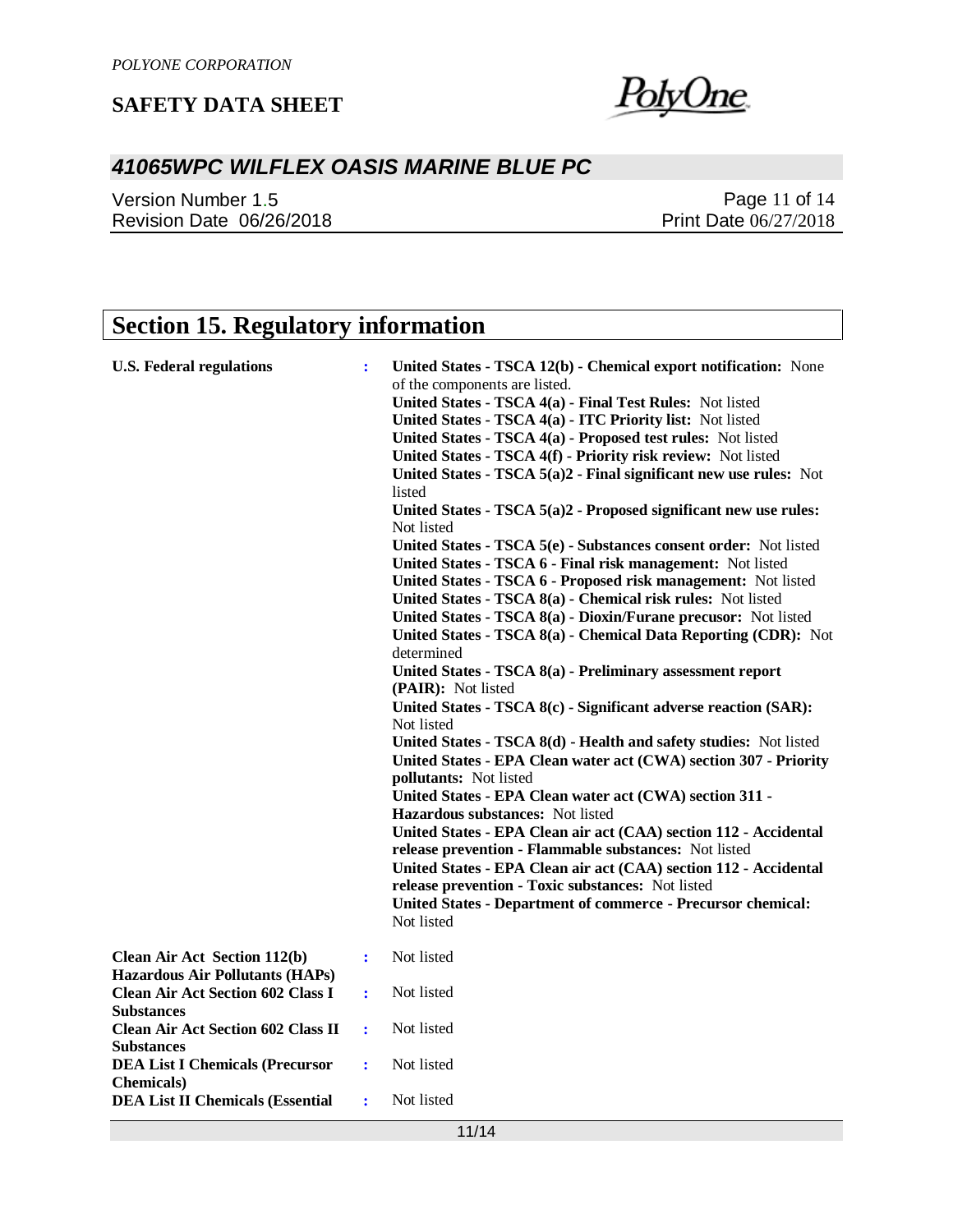## Section 15. Regulatory information

**U.S. Federal regulations** : **United States - TSCA 12(b) - Chemical export notification:** None of the components are listed.
**United States - TSCA 4(a) - Final Test Rules:** Not listed
**United States - TSCA 4(a) - ITC Priority list:** Not listed
**United States - TSCA 4(a) - Proposed test rules:** Not listed
**United States - TSCA 4(f) - Priority risk review:** Not listed
**United States - TSCA 5(a)2 - Final significant new use rules:** Not listed
**United States - TSCA 5(a)2 - Proposed significant new use rules:** Not listed
**United States - TSCA 5(e) - Substances consent order:** Not listed
**United States - TSCA 6 - Final risk management:** Not listed
**United States - TSCA 6 - Proposed risk management:** Not listed
**United States - TSCA 8(a) - Chemical risk rules:** Not listed
**United States - TSCA 8(a) - Dioxin/Furane precusor:** Not listed
**United States - TSCA 8(a) - Chemical Data Reporting (CDR):** Not determined
**United States - TSCA 8(a) - Preliminary assessment report (PAIR):** Not listed
**United States - TSCA 8(c) - Significant adverse reaction (SAR):** Not listed
**United States - TSCA 8(d) - Health and safety studies:** Not listed
**United States - EPA Clean water act (CWA) section 307 - Priority pollutants:** Not listed
**United States - EPA Clean water act (CWA) section 311 - Hazardous substances:** Not listed
**United States - EPA Clean air act (CAA) section 112 - Accidental release prevention - Flammable substances:** Not listed
**United States - EPA Clean air act (CAA) section 112 - Accidental release prevention - Toxic substances:** Not listed
**United States - Department of commerce - Precursor chemical:** Not listed

**Clean Air Act Section 112(b) Hazardous Air Pollutants (HAPs)** : Not listed

**Clean Air Act Section 602 Class I Substances** : Not listed

**Clean Air Act Section 602 Class II Substances** : Not listed

**DEA List I Chemicals (Precursor Chemicals)** : Not listed

**DEA List II Chemicals (Essential** : Not listed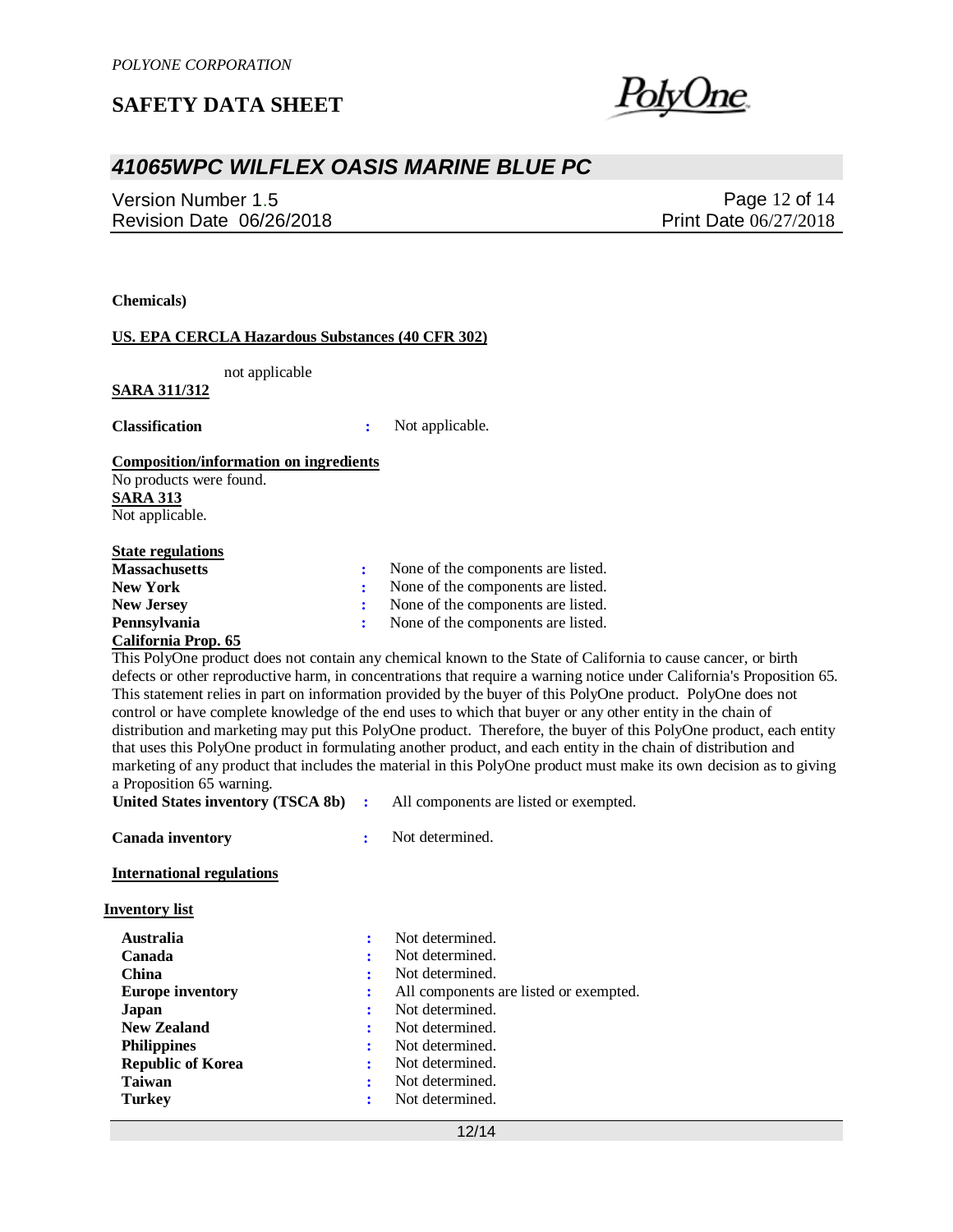**Chemicals)**

**US. EPA CERCLA Hazardous Substances (40 CFR 302)**

not applicable

**SARA 311/312**

**Classification** : Not applicable.

**Composition/information on ingredients**

No products were found.

**SARA 313**

Not applicable.

**State regulations**

| | | |
|---|---|---|
| **Massachusetts** | : | None of the components are listed. |
| **New York** | : | None of the components are listed. |
| **New Jersey** | : | None of the components are listed. |
| **Pennsylvania** | : | None of the components are listed. |

**California Prop. 65**

This PolyOne product does not contain any chemical known to the State of California to cause cancer, or birth defects or other reproductive harm, in concentrations that require a warning notice under California's Proposition 65. This statement relies in part on information provided by the buyer of this PolyOne product. PolyOne does not control or have complete knowledge of the end uses to which that buyer or any other entity in the chain of distribution and marketing may put this PolyOne product. Therefore, the buyer of this PolyOne product, each entity that uses this PolyOne product in formulating another product, and each entity in the chain of distribution and marketing of any product that includes the material in this PolyOne product must make its own decision as to giving a Proposition 65 warning.

**United States inventory (TSCA 8b)** : All components are listed or exempted.

**Canada inventory** : Not determined.

**International regulations**

**Inventory list**

| | | |
|---|---|---|
| **Australia** | : | Not determined. |
| **Canada** | : | Not determined. |
| **China** | : | Not determined. |
| **Europe inventory** | : | All components are listed or exempted. |
| **Japan** | : | Not determined. |
| **New Zealand** | : | Not determined. |
| **Philippines** | : | Not determined. |
| **Republic of Korea** | : | Not determined. |
| **Taiwan** | : | Not determined. |
| **Turkey** | : | Not determined. |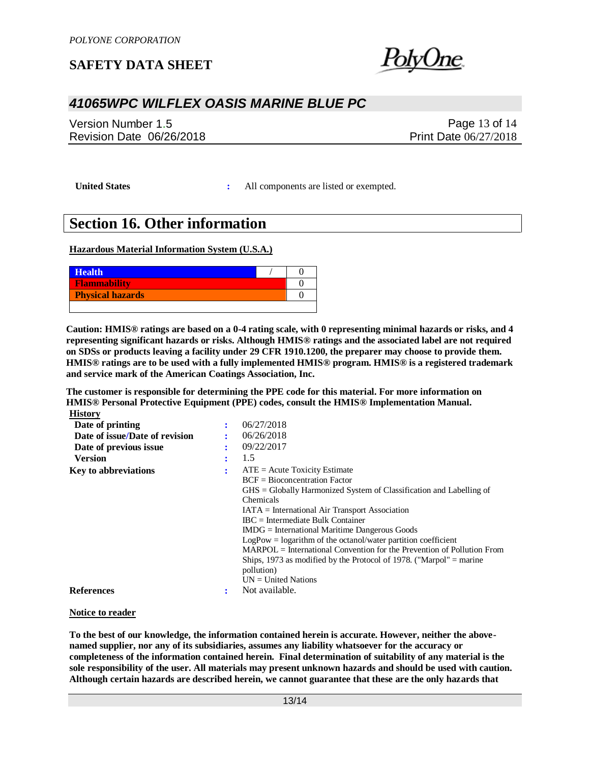**United States** : All components are listed or exempted.

## Section 16. Other information

**Hazardous Material Information System (U.S.A.)**

| | | |
|---|---|---|
| **Health** | / | 0 |
| **Flammability** | | 0 |
| **Physical hazards** | | 0 |

**Caution: HMIS® ratings are based on a 0-4 rating scale, with 0 representing minimal hazards or risks, and 4 representing significant hazards or risks. Although HMIS® ratings and the associated label are not required on SDSs or products leaving a facility under 29 CFR 1910.1200, the preparer may choose to provide them. HMIS® ratings are to be used with a fully implemented HMIS® program. HMIS® is a registered trademark and service mark of the American Coatings Association, Inc.**

**The customer is responsible for determining the PPE code for this material. For more information on HMIS® Personal Protective Equipment (PPE) codes, consult the HMIS® Implementation Manual.**

**History**

**Date of printing** : 06/27/2018

**Date of issue/Date of revision** : 06/26/2018

**Date of previous issue** : 09/22/2017

**Version** : 1.5

**Key to abbreviations** :
ATE = Acute Toxicity Estimate
BCF = Bioconcentration Factor
GHS = Globally Harmonized System of Classification and Labelling of Chemicals
IATA = International Air Transport Association
IBC = Intermediate Bulk Container
IMDG = International Maritime Dangerous Goods
LogPow = logarithm of the octanol/water partition coefficient
MARPOL = International Convention for the Prevention of Pollution From Ships, 1973 as modified by the Protocol of 1978. ("Marpol" = marine pollution)
UN = United Nations

**References** : Not available.

**Notice to reader**

**To the best of our knowledge, the information contained herein is accurate. However, neither the above-named supplier, nor any of its subsidiaries, assumes any liability whatsoever for the accuracy or completeness of the information contained herein. Final determination of suitability of any material is the sole responsibility of the user. All materials may present unknown hazards and should be used with caution. Although certain hazards are described herein, we cannot guarantee that these are the only hazards that**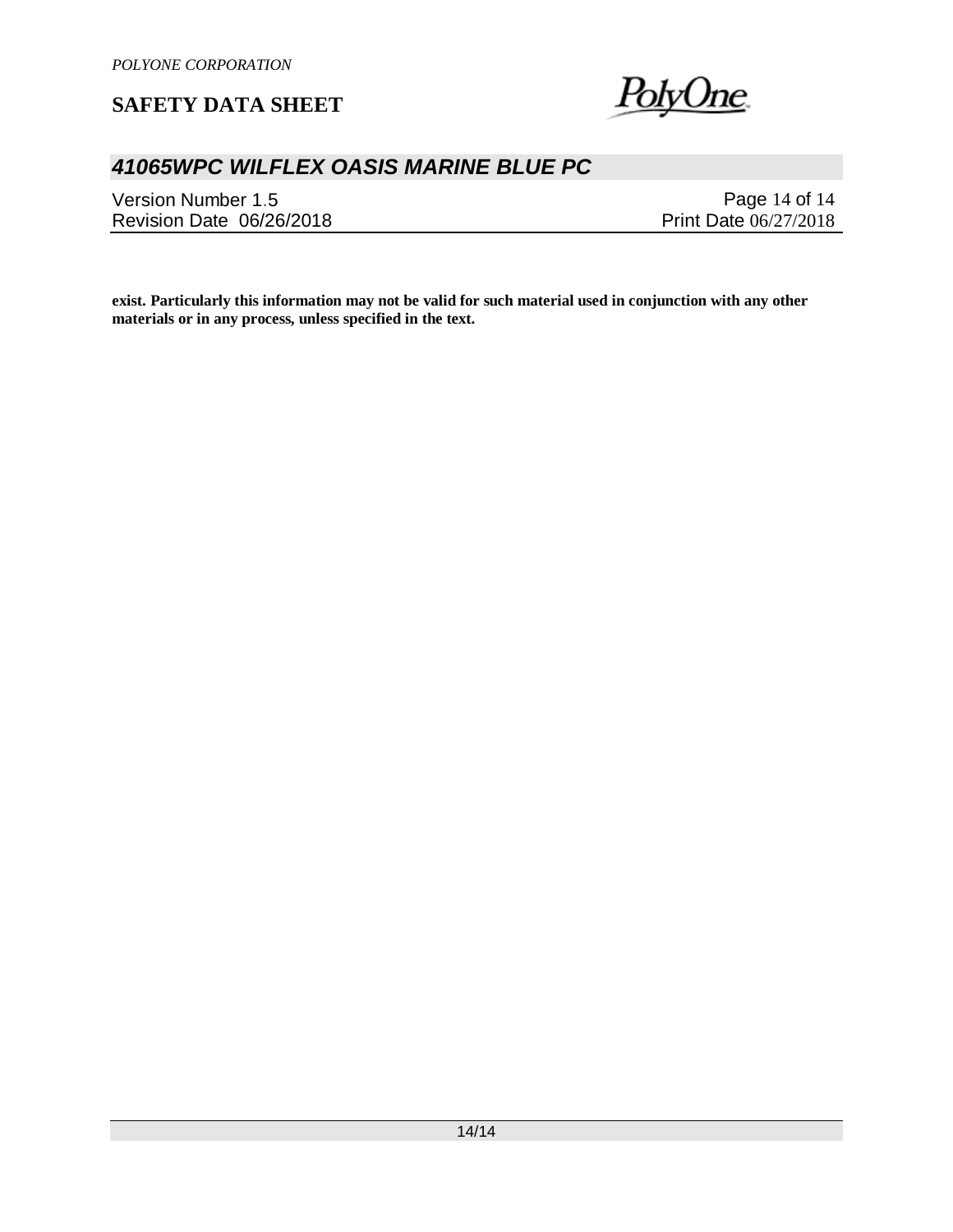**exist. Particularly this information may not be valid for such material used in conjunction with any other materials or in any process, unless specified in the text.**